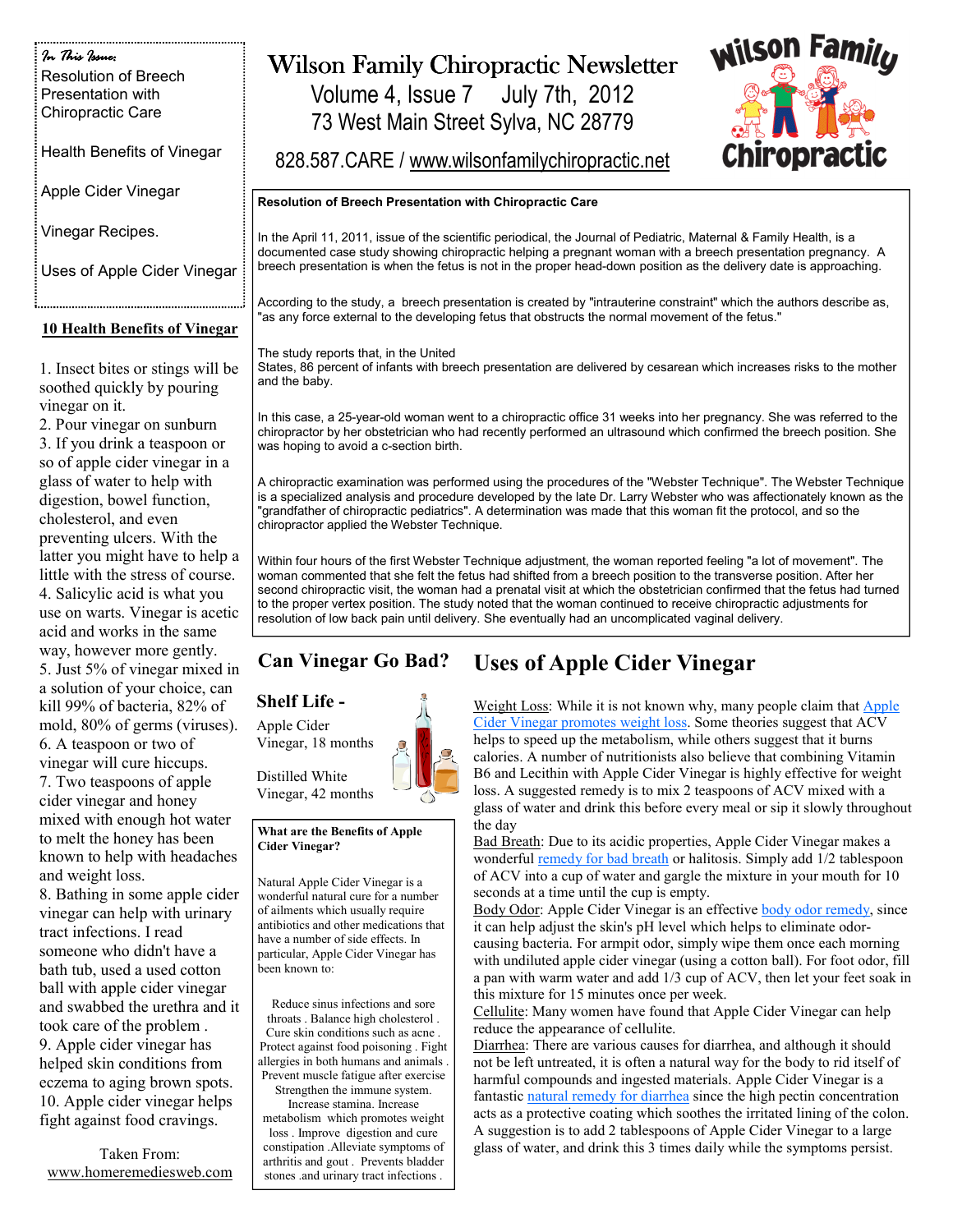# Wilson Family Chiropractic Newsletter

Volume 4, Issue 7 July 7th, 2012

73 West Main Street Sylva, NC 28779

828.587.CARE / www.wilsonfamilychiropractic.net

*In This Issue:*

- Resolution of Breech Presentation with Chiropractic Care
- Health Benefits of Vinegar
- Apple Cider Vinegar
- Vinegar Recipes.
- Uses of Apple Cider Vinegar

## Resolution of Breech Presentation with Chiropractic Care

In the April 11, 2011, issue of the scientific periodical, the Journal of Pediatric, Maternal & Family Health, is a documented case study showing chiropractic helping a pregnant woman with a breech presentation pregnancy. A breech presentation is when the fetus is not in the proper head-down position as the delivery date is approaching.

According to the study, a breech presentation is created by "intrauterine constraint" which the authors describe as, "as any force external to the developing fetus that obstructs the normal movement of the fetus."

The study reports that, in the United States, 86 percent of infants with breech presentation are delivered by cesarean which increases risks to the mother and the baby.

In this case, a 25-year-old woman went to a chiropractic office 31 weeks into her pregnancy. She was referred to the chiropractor by her obstetrician who had recently performed an ultrasound which confirmed the breech position. She was hoping to avoid a c-section birth.

A chiropractic examination was performed using the procedures of the "Webster Technique". The Webster Technique is a specialized analysis and procedure developed by the late Dr. Larry Webster who was affectionately known as the "grandfather of chiropractic pediatrics". A determination was made that this woman fit the protocol, and so the chiropractor applied the Webster Technique.

Within four hours of the first Webster Technique adjustment, the woman reported feeling "a lot of movement". The woman commented that she felt the fetus had shifted from a breech position to the transverse position. After her second chiropractic visit, the woman had a prenatal visit at which the obstetrician confirmed that the fetus had turned to the proper vertex position. The study noted that the woman continued to receive chiropractic adjustments for resolution of low back pain until delivery. She eventually had an uncomplicated vaginal delivery.

## 10 Health Benefits of Vinegar

1. Insect bites or stings will be soothed quickly by pouring vinegar on it.
2. Pour vinegar on sunburn
3. If you drink a teaspoon or so of apple cider vinegar in a glass of water to help with digestion, bowel function, cholesterol, and even preventing ulcers. With the latter you might have to help a little with the stress of course.
4. Salicylic acid is what you use on warts. Vinegar is acetic acid and works in the same way, however more gently.
5. Just 5% of vinegar mixed in a solution of your choice, can kill 99% of bacteria, 82% of mold, 80% of germs (viruses).
6. A teaspoon or two of vinegar will cure hiccups.
7. Two teaspoons of apple cider vinegar and honey mixed with enough hot water to melt the honey has been known to help with headaches and weight loss.
8. Bathing in some apple cider vinegar can help with urinary tract infections. I read someone who didn't have a bath tub, used a used cotton ball with apple cider vinegar and swabbed the urethra and it took care of the problem .
9. Apple cider vinegar has helped skin conditions from eczema to aging brown spots.
10. Apple cider vinegar helps fight against food cravings.

Taken From: www.homeremediesweb.com

## Can Vinegar Go Bad?

### Shelf Life -

Apple Cider Vinegar, 18 months

Distilled White Vinegar, 42 months

**What are the Benefits of Apple Cider Vinegar?**

Natural Apple Cider Vinegar is a wonderful natural cure for a number of ailments which usually require antibiotics and other medications that have a number of side effects. In particular, Apple Cider Vinegar has been known to:

Reduce sinus infections and sore throats . Balance high cholesterol . Cure skin conditions such as acne . Protect against food poisoning . Fight allergies in both humans and animals . Prevent muscle fatigue after exercise Strengthen the immune system. Increase stamina. Increase metabolism which promotes weight loss . Improve digestion and cure constipation .Alleviate symptoms of arthritis and gout . Prevents bladder stones .and urinary tract infections .

## Uses of Apple Cider Vinegar

Weight Loss: While it is not known why, many people claim that Apple Cider Vinegar promotes weight loss. Some theories suggest that ACV helps to speed up the metabolism, while others suggest that it burns calories. A number of nutritionists also believe that combining Vitamin B6 and Lecithin with Apple Cider Vinegar is highly effective for weight loss. A suggested remedy is to mix 2 teaspoons of ACV mixed with a glass of water and drink this before every meal or sip it slowly throughout the day

Bad Breath: Due to its acidic properties, Apple Cider Vinegar makes a wonderful remedy for bad breath or halitosis. Simply add 1/2 tablespoon of ACV into a cup of water and gargle the mixture in your mouth for 10 seconds at a time until the cup is empty.

Body Odor: Apple Cider Vinegar is an effective body odor remedy, since it can help adjust the skin's pH level which helps to eliminate odor-causing bacteria. For armpit odor, simply wipe them once each morning with undiluted apple cider vinegar (using a cotton ball). For foot odor, fill a pan with warm water and add 1/3 cup of ACV, then let your feet soak in this mixture for 15 minutes once per week.

Cellulite: Many women have found that Apple Cider Vinegar can help reduce the appearance of cellulite.

Diarrhea: There are various causes for diarrhea, and although it should not be left untreated, it is often a natural way for the body to rid itself of harmful compounds and ingested materials. Apple Cider Vinegar is a fantastic natural remedy for diarrhea since the high pectin concentration acts as a protective coating which soothes the irritated lining of the colon. A suggestion is to add 2 tablespoons of Apple Cider Vinegar to a large glass of water, and drink this 3 times daily while the symptoms persist.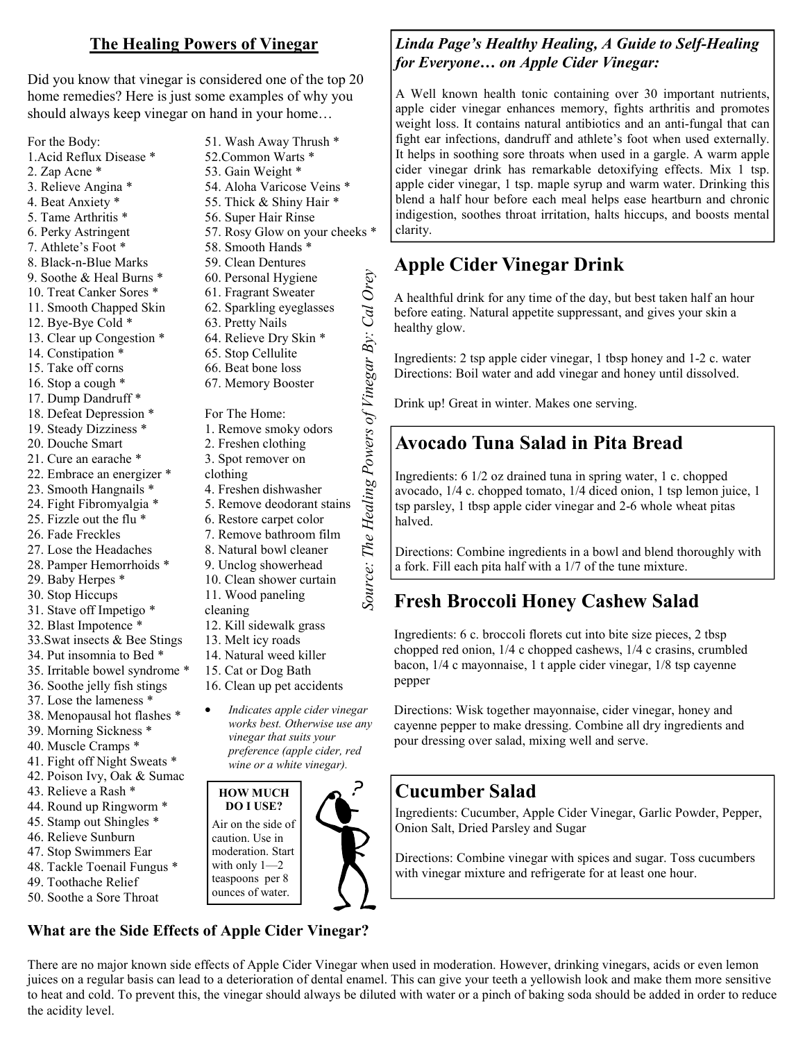## The Healing Powers of Vinegar

Did you know that vinegar is considered one of the top 20 home remedies? Here is just some examples of why you should always keep vinegar on hand in your home…

For the Body:
1.Acid Reflux Disease *
2. Zap Acne *
3. Relieve Angina *
4. Beat Anxiety *
5. Tame Arthritis *
6. Perky Astringent
7. Athlete's Foot *
8. Black-n-Blue Marks
9. Soothe & Heal Burns *
10. Treat Canker Sores *
11. Smooth Chapped Skin
12. Bye-Bye Cold *
13. Clear up Congestion *
14. Constipation *
15. Take off corns
16. Stop a cough *
17. Dump Dandruff *
18. Defeat Depression *
19. Steady Dizziness *
20. Douche Smart
21. Cure an earache *
22. Embrace an energizer *
23. Smooth Hangnails *
24. Fight Fibromyalgia *
25. Fizzle out the flu *
26. Fade Freckles
27. Lose the Headaches
28. Pamper Hemorrhoids *
29. Baby Herpes *
30. Stop Hiccups
31. Stave off Impetigo *
32. Blast Impotence *
33.Swat insects & Bee Stings
34. Put insomnia to Bed *
35. Irritable bowel syndrome *
36. Soothe jelly fish stings
37. Lose the lameness *
38. Menopausal hot flashes *
39. Morning Sickness *
40. Muscle Cramps *
41. Fight off Night Sweats *
42. Poison Ivy, Oak & Sumac
43. Relieve a Rash *
44. Round up Ringworm *
45. Stamp out Shingles *
46. Relieve Sunburn
47. Stop Swimmers Ear
48. Tackle Toenail Fungus *
49. Toothache Relief
50. Soothe a Sore Throat
51. Wash Away Thrush *
52.Common Warts *
53. Gain Weight *
54. Aloha Varicose Veins *
55. Thick & Shiny Hair *
56. Super Hair Rinse
57. Rosy Glow on your cheeks *
58. Smooth Hands *
59. Clean Dentures
60. Personal Hygiene
61. Fragrant Sweater
62. Sparkling eyeglasses
63. Pretty Nails
64. Relieve Dry Skin *
65. Stop Cellulite
66. Beat bone loss
67. Memory Booster

For The Home:
1. Remove smoky odors
2. Freshen clothing
3. Spot remover on clothing
4. Freshen dishwasher
5. Remove deodorant stains
6. Restore carpet color
7. Remove bathroom film
8. Natural bowl cleaner
9. Unclog showerhead
10. Clean shower curtain
11. Wood paneling cleaning
12. Kill sidewalk grass
13. Melt icy roads
14. Natural weed killer
15. Cat or Dog Bath
16. Clean up pet accidents

- *Indicates apple cider vinegar works best. Otherwise use any vinegar that suits your preference (apple cider, red wine or a white vinegar).*

*Source: The Healing Powers of Vinegar By: Cal Orey*

**HOW MUCH DO I USE?**
Air on the side of caution. Use in moderation. Start with only 1—2 teaspoons per 8 ounces of water.

### What are the Side Effects of Apple Cider Vinegar?

There are no major known side effects of Apple Cider Vinegar when used in moderation. However, drinking vinegars, acids or even lemon juices on a regular basis can lead to a deterioration of dental enamel. This can give your teeth a yellowish look and make them more sensitive to heat and cold. To prevent this, the vinegar should always be diluted with water or a pinch of baking soda should be added in order to reduce the acidity level.

***Linda Page's Healthy Healing, A Guide to Self-Healing for Everyone… on Apple Cider Vinegar:***

A Well known health tonic containing over 30 important nutrients, apple cider vinegar enhances memory, fights arthritis and promotes weight loss. It contains natural antibiotics and an anti-fungal that can fight ear infections, dandruff and athlete's foot when used externally. It helps in soothing sore throats when used in a gargle. A warm apple cider vinegar drink has remarkable detoxifying effects. Mix 1 tsp. apple cider vinegar, 1 tsp. maple syrup and warm water. Drinking this blend a half hour before each meal helps ease heartburn and chronic indigestion, soothes throat irritation, halts hiccups, and boosts mental clarity.

## Apple Cider Vinegar Drink

A healthful drink for any time of the day, but best taken half an hour before eating. Natural appetite suppressant, and gives your skin a healthy glow.

Ingredients: 2 tsp apple cider vinegar, 1 tbsp honey and 1-2 c. water
Directions: Boil water and add vinegar and honey until dissolved.

Drink up! Great in winter. Makes one serving.

## Avocado Tuna Salad in Pita Bread

Ingredients: 6 1/2 oz drained tuna in spring water, 1 c. chopped avocado, 1/4 c. chopped tomato, 1/4 diced onion, 1 tsp lemon juice, 1 tsp parsley, 1 tbsp apple cider vinegar and 2-6 whole wheat pitas halved.

Directions: Combine ingredients in a bowl and blend thoroughly with a fork. Fill each pita half with a 1/7 of the tune mixture.

## Fresh Broccoli Honey Cashew Salad

Ingredients: 6 c. broccoli florets cut into bite size pieces, 2 tbsp chopped red onion, 1/4 c chopped cashews, 1/4 c crasins, crumbled bacon, 1/4 c mayonnaise, 1 t apple cider vinegar, 1/8 tsp cayenne pepper

Directions: Wisk together mayonnaise, cider vinegar, honey and cayenne pepper to make dressing. Combine all dry ingredients and pour dressing over salad, mixing well and serve.

## Cucumber Salad

Ingredients: Cucumber, Apple Cider Vinegar, Garlic Powder, Pepper, Onion Salt, Dried Parsley and Sugar

Directions: Combine vinegar with spices and sugar. Toss cucumbers with vinegar mixture and refrigerate for at least one hour.